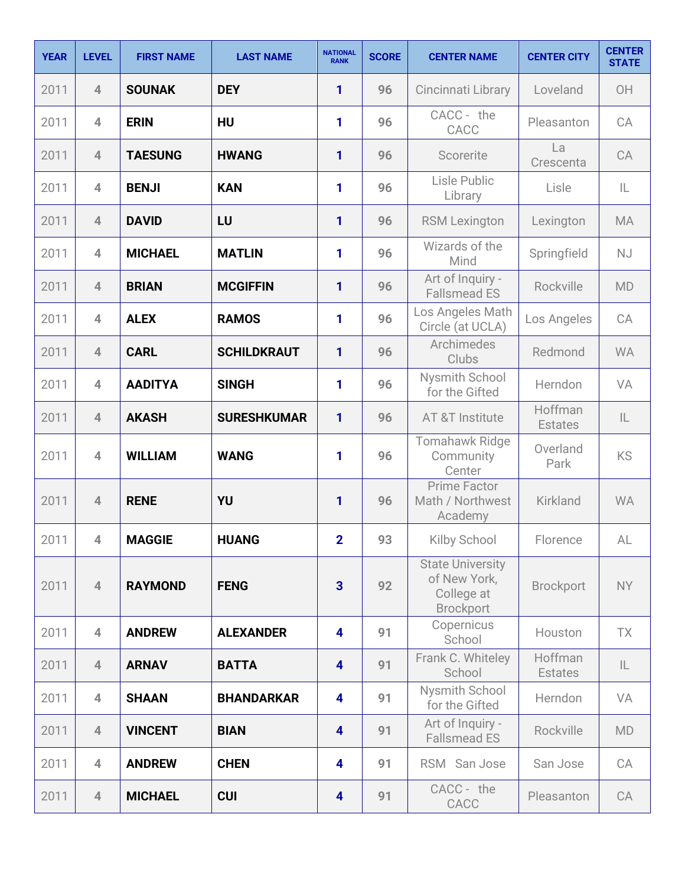| YEAR | LEVEL | FIRST NAME | LAST NAME | NATIONAL RANK | SCORE | CENTER NAME | CENTER CITY | CENTER STATE |
|---|---|---|---|---|---|---|---|---|
| 2011 | 4 | **SOUNAK** | **DEY** | 1 | 96 | Cincinnati Library | Loveland | OH |
| 2011 | 4 | **ERIN** | **HU** | 1 | 96 | CACC - the CACC | Pleasanton | CA |
| 2011 | 4 | **TAESUNG** | **HWANG** | 1 | 96 | Scorerite | La Crescenta | CA |
| 2011 | 4 | **BENJI** | **KAN** | 1 | 96 | Lisle Public Library | Lisle | IL |
| 2011 | 4 | **DAVID** | **LU** | 1 | 96 | RSM Lexington | Lexington | MA |
| 2011 | 4 | **MICHAEL** | **MATLIN** | 1 | 96 | Wizards of the Mind | Springfield | NJ |
| 2011 | 4 | **BRIAN** | **MCGIFFIN** | 1 | 96 | Art of Inquiry - Fallsmead ES | Rockville | MD |
| 2011 | 4 | **ALEX** | **RAMOS** | 1 | 96 | Los Angeles Math Circle (at UCLA) | Los Angeles | CA |
| 2011 | 4 | **CARL** | **SCHILDKRAUT** | 1 | 96 | Archimedes Clubs | Redmond | WA |
| 2011 | 4 | **AADITYA** | **SINGH** | 1 | 96 | Nysmith School for the Gifted | Herndon | VA |
| 2011 | 4 | **AKASH** | **SURESHKUMAR** | 1 | 96 | AT &T Institute | Hoffman Estates | IL |
| 2011 | 4 | **WILLIAM** | **WANG** | 1 | 96 | Tomahawk Ridge Community Center | Overland Park | KS |
| 2011 | 4 | **RENE** | **YU** | 1 | 96 | Prime Factor Math / Northwest Academy | Kirkland | WA |
| 2011 | 4 | **MAGGIE** | **HUANG** | 2 | 93 | Kilby School | Florence | AL |
| 2011 | 4 | **RAYMOND** | **FENG** | 3 | 92 | State University of New York, College at Brockport | Brockport | NY |
| 2011 | 4 | **ANDREW** | **ALEXANDER** | 4 | 91 | Copernicus School | Houston | TX |
| 2011 | 4 | **ARNAV** | **BATTA** | 4 | 91 | Frank C. Whiteley School | Hoffman Estates | IL |
| 2011 | 4 | **SHAAN** | **BHANDARKAR** | 4 | 91 | Nysmith School for the Gifted | Herndon | VA |
| 2011 | 4 | **VINCENT** | **BIAN** | 4 | 91 | Art of Inquiry - Fallsmead ES | Rockville | MD |
| 2011 | 4 | **ANDREW** | **CHEN** | 4 | 91 | RSM San Jose | San Jose | CA |
| 2011 | 4 | **MICHAEL** | **CUI** | 4 | 91 | CACC - the CACC | Pleasanton | CA |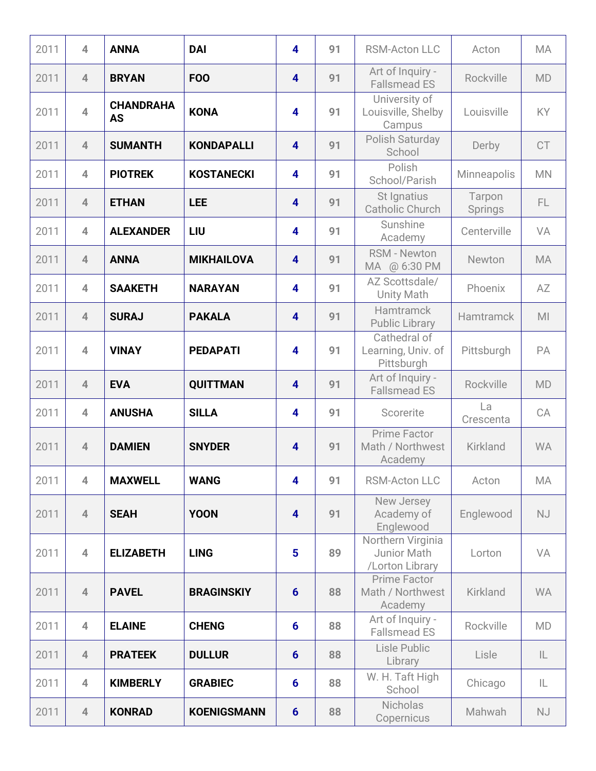| | | | | | | | | |
|---|---|---|---|---|---|---|---|---|
| 2011 | 4 | **ANNA** | **DAI** | **4** | **91** | RSM-Acton LLC | Acton | MA |
| 2011 | 4 | **BRYAN** | **FOO** | **4** | **91** | Art of Inquiry - Fallsmead ES | Rockville | MD |
| 2011 | 4 | **CHANDRAHAAS** | **KONA** | **4** | **91** | University of Louisville, Shelby Campus | Louisville | KY |
| 2011 | 4 | **SUMANTH** | **KONDAPALLI** | **4** | **91** | Polish Saturday School | Derby | CT |
| 2011 | 4 | **PIOTREK** | **KOSTANECKI** | **4** | **91** | Polish School/Parish | Minneapolis | MN |
| 2011 | 4 | **ETHAN** | **LEE** | **4** | **91** | St Ignatius Catholic Church | Tarpon Springs | FL |
| 2011 | 4 | **ALEXANDER** | **LIU** | **4** | **91** | Sunshine Academy | Centerville | VA |
| 2011 | 4 | **ANNA** | **MIKHAILOVA** | **4** | **91** | RSM - Newton MA @ 6:30 PM | Newton | MA |
| 2011 | 4 | **SAAKETH** | **NARAYAN** | **4** | **91** | AZ Scottsdale/ Unity Math | Phoenix | AZ |
| 2011 | 4 | **SURAJ** | **PAKALA** | **4** | **91** | Hamtramck Public Library | Hamtramck | MI |
| 2011 | 4 | **VINAY** | **PEDAPATI** | **4** | **91** | Cathedral of Learning, Univ. of Pittsburgh | Pittsburgh | PA |
| 2011 | 4 | **EVA** | **QUITTMAN** | **4** | **91** | Art of Inquiry - Fallsmead ES | Rockville | MD |
| 2011 | 4 | **ANUSHA** | **SILLA** | **4** | **91** | Scorerite | La Crescenta | CA |
| 2011 | 4 | **DAMIEN** | **SNYDER** | **4** | **91** | Prime Factor Math / Northwest Academy | Kirkland | WA |
| 2011 | 4 | **MAXWELL** | **WANG** | **4** | **91** | RSM-Acton LLC | Acton | MA |
| 2011 | 4 | **SEAH** | **YOON** | **4** | **91** | New Jersey Academy of Englewood | Englewood | NJ |
| 2011 | 4 | **ELIZABETH** | **LING** | **5** | **89** | Northern Virginia Junior Math /Lorton Library | Lorton | VA |
| 2011 | 4 | **PAVEL** | **BRAGINSKIY** | **6** | **88** | Prime Factor Math / Northwest Academy | Kirkland | WA |
| 2011 | 4 | **ELAINE** | **CHENG** | **6** | **88** | Art of Inquiry - Fallsmead ES | Rockville | MD |
| 2011 | 4 | **PRATEEK** | **DULLUR** | **6** | **88** | Lisle Public Library | Lisle | IL |
| 2011 | 4 | **KIMBERLY** | **GRABIEC** | **6** | **88** | W. H. Taft High School | Chicago | IL |
| 2011 | 4 | **KONRAD** | **KOENIGSMANN** | **6** | **88** | Nicholas Copernicus | Mahwah | NJ |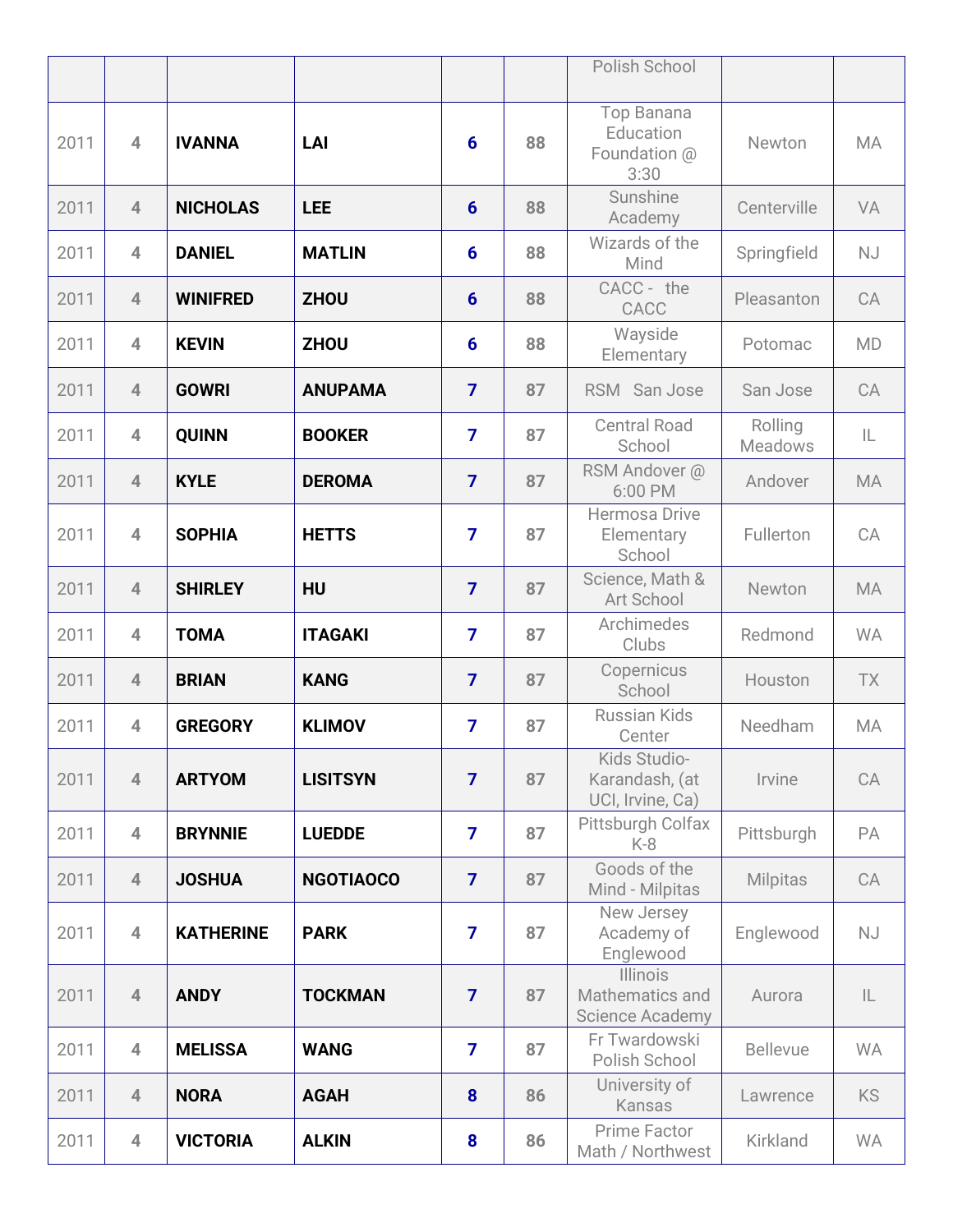| | | | | | | Polish School | | |
|---|---|---|---|---|---|---|---|---|
| 2011 | 4 | **IVANNA** | **LAI** | 6 | 88 | Top Banana Education Foundation @ 3:30 | Newton | MA |
| 2011 | 4 | **NICHOLAS** | **LEE** | 6 | 88 | Sunshine Academy | Centerville | VA |
| 2011 | 4 | **DANIEL** | **MATLIN** | 6 | 88 | Wizards of the Mind | Springfield | NJ |
| 2011 | 4 | **WINIFRED** | **ZHOU** | 6 | 88 | CACC - the CACC | Pleasanton | CA |
| 2011 | 4 | **KEVIN** | **ZHOU** | 6 | 88 | Wayside Elementary | Potomac | MD |
| 2011 | 4 | **GOWRI** | **ANUPAMA** | 7 | 87 | RSM San Jose | San Jose | CA |
| 2011 | 4 | **QUINN** | **BOOKER** | 7 | 87 | Central Road School | Rolling Meadows | IL |
| 2011 | 4 | **KYLE** | **DEROMA** | 7 | 87 | RSM Andover @ 6:00 PM | Andover | MA |
| 2011 | 4 | **SOPHIA** | **HETTS** | 7 | 87 | Hermosa Drive Elementary School | Fullerton | CA |
| 2011 | 4 | **SHIRLEY** | **HU** | 7 | 87 | Science, Math & Art School | Newton | MA |
| 2011 | 4 | **TOMA** | **ITAGAKI** | 7 | 87 | Archimedes Clubs | Redmond | WA |
| 2011 | 4 | **BRIAN** | **KANG** | 7 | 87 | Copernicus School | Houston | TX |
| 2011 | 4 | **GREGORY** | **KLIMOV** | 7 | 87 | Russian Kids Center | Needham | MA |
| 2011 | 4 | **ARTYOM** | **LISITSYN** | 7 | 87 | Kids Studio-Karandash, (at UCI, Irvine, Ca) | Irvine | CA |
| 2011 | 4 | **BRYNNIE** | **LUEDDE** | 7 | 87 | Pittsburgh Colfax K-8 | Pittsburgh | PA |
| 2011 | 4 | **JOSHUA** | **NGOTIAOCO** | 7 | 87 | Goods of the Mind - Milpitas | Milpitas | CA |
| 2011 | 4 | **KATHERINE** | **PARK** | 7 | 87 | New Jersey Academy of Englewood | Englewood | NJ |
| 2011 | 4 | **ANDY** | **TOCKMAN** | 7 | 87 | Illinois Mathematics and Science Academy | Aurora | IL |
| 2011 | 4 | **MELISSA** | **WANG** | 7 | 87 | Fr Twardowski Polish School | Bellevue | WA |
| 2011 | 4 | **NORA** | **AGAH** | 8 | 86 | University of Kansas | Lawrence | KS |
| 2011 | 4 | **VICTORIA** | **ALKIN** | 8 | 86 | Prime Factor Math / Northwest | Kirkland | WA |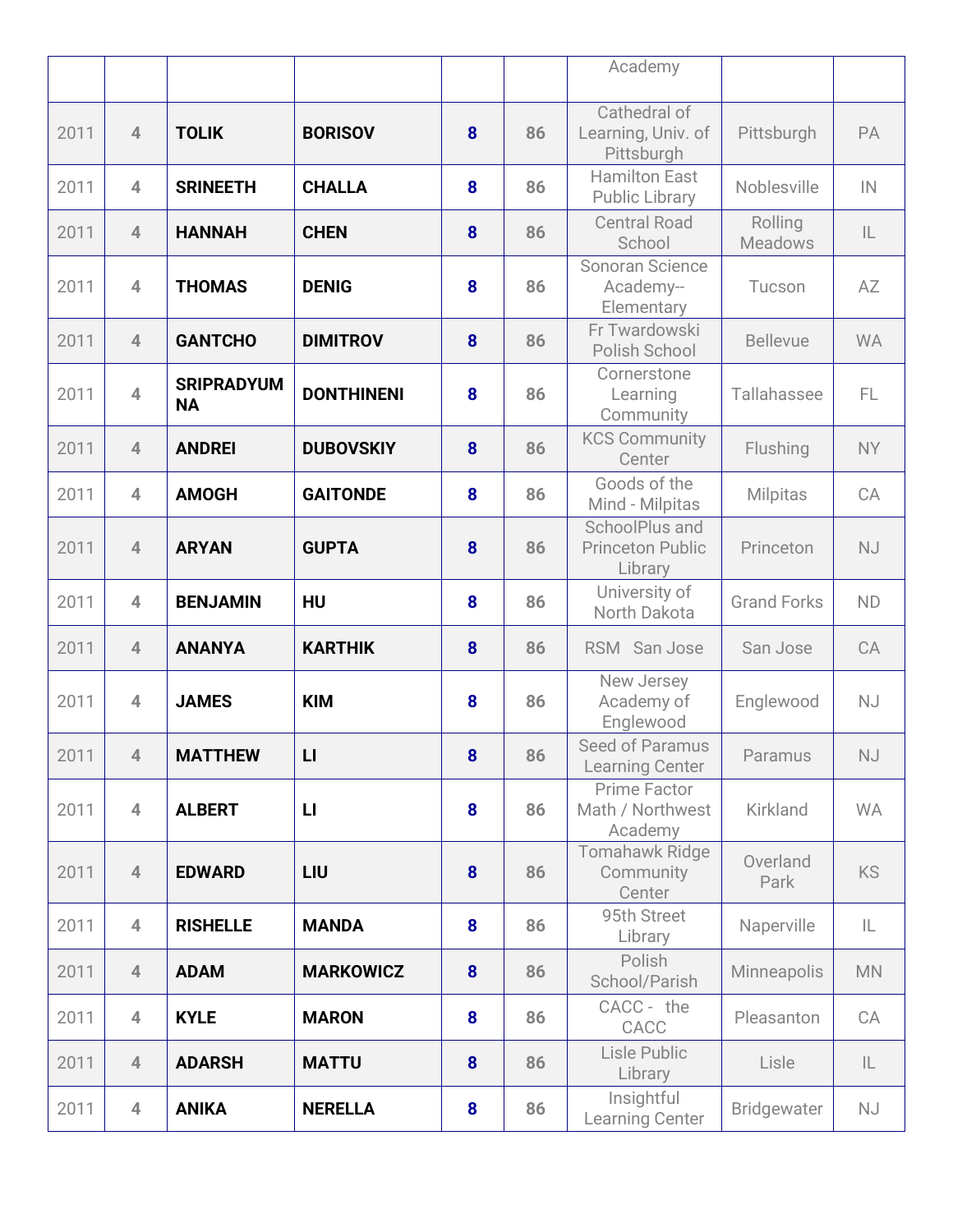| | | | | | | Academy | | |
|---|---|---|---|---|---|---|---|---|
| 2011 | 4 | **TOLIK** | **BORISOV** | **8** | 86 | Cathedral of Learning, Univ. of Pittsburgh | Pittsburgh | PA |
| 2011 | 4 | **SRINEETH** | **CHALLA** | **8** | 86 | Hamilton East Public Library | Noblesville | IN |
| 2011 | 4 | **HANNAH** | **CHEN** | **8** | 86 | Central Road School | Rolling Meadows | IL |
| 2011 | 4 | **THOMAS** | **DENIG** | **8** | 86 | Sonoran Science Academy--Elementary | Tucson | AZ |
| 2011 | 4 | **GANTCHO** | **DIMITROV** | **8** | 86 | Fr Twardowski Polish School | Bellevue | WA |
| 2011 | 4 | **SRIPRADYUMNA** | **DONTHINENI** | **8** | 86 | Cornerstone Learning Community | Tallahassee | FL |
| 2011 | 4 | **ANDREI** | **DUBOVSKIY** | **8** | 86 | KCS Community Center | Flushing | NY |
| 2011 | 4 | **AMOGH** | **GAITONDE** | **8** | 86 | Goods of the Mind - Milpitas | Milpitas | CA |
| 2011 | 4 | **ARYAN** | **GUPTA** | **8** | 86 | SchoolPlus and Princeton Public Library | Princeton | NJ |
| 2011 | 4 | **BENJAMIN** | **HU** | **8** | 86 | University of North Dakota | Grand Forks | ND |
| 2011 | 4 | **ANANYA** | **KARTHIK** | **8** | 86 | RSM San Jose | San Jose | CA |
| 2011 | 4 | **JAMES** | **KIM** | **8** | 86 | New Jersey Academy of Englewood | Englewood | NJ |
| 2011 | 4 | **MATTHEW** | **LI** | **8** | 86 | Seed of Paramus Learning Center | Paramus | NJ |
| 2011 | 4 | **ALBERT** | **LI** | **8** | 86 | Prime Factor Math / Northwest Academy | Kirkland | WA |
| 2011 | 4 | **EDWARD** | **LIU** | **8** | 86 | Tomahawk Ridge Community Center | Overland Park | KS |
| 2011 | 4 | **RISHELLE** | **MANDA** | **8** | 86 | 95th Street Library | Naperville | IL |
| 2011 | 4 | **ADAM** | **MARKOWICZ** | **8** | 86 | Polish School/Parish | Minneapolis | MN |
| 2011 | 4 | **KYLE** | **MARON** | **8** | 86 | CACC - the CACC | Pleasanton | CA |
| 2011 | 4 | **ADARSH** | **MATTU** | **8** | 86 | Lisle Public Library | Lisle | IL |
| 2011 | 4 | **ANIKA** | **NERELLA** | **8** | 86 | Insightful Learning Center | Bridgewater | NJ |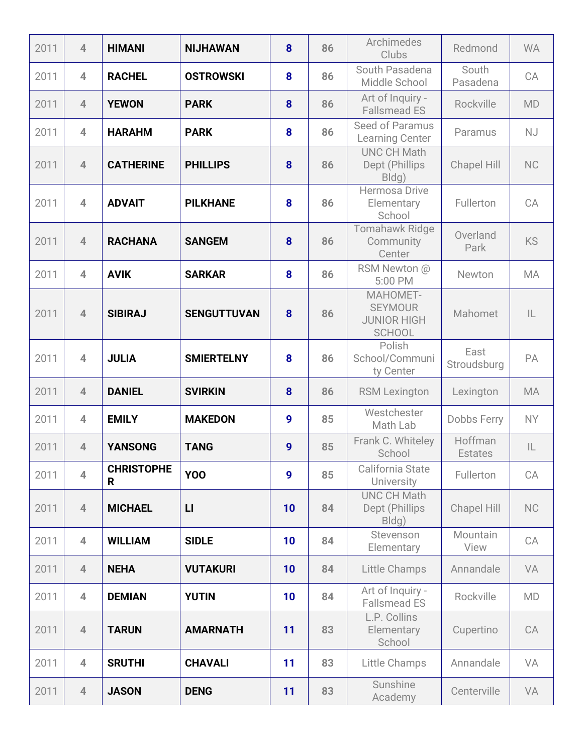| | | | | | | | | |
|---|---|---|---|---|---|---|---|---|
| 2011 | 4 | **HIMANI** | **NIJHAWAN** | **8** | **86** | Archimedes Clubs | Redmond | WA |
| 2011 | 4 | **RACHEL** | **OSTROWSKI** | **8** | **86** | South Pasadena Middle School | South Pasadena | CA |
| 2011 | 4 | **YEWON** | **PARK** | **8** | **86** | Art of Inquiry - Fallsmead ES | Rockville | MD |
| 2011 | 4 | **HARAHM** | **PARK** | **8** | **86** | Seed of Paramus Learning Center | Paramus | NJ |
| 2011 | 4 | **CATHERINE** | **PHILLIPS** | **8** | **86** | UNC CH Math Dept (Phillips Bldg) | Chapel Hill | NC |
| 2011 | 4 | **ADVAIT** | **PILKHANE** | **8** | **86** | Hermosa Drive Elementary School | Fullerton | CA |
| 2011 | 4 | **RACHANA** | **SANGEM** | **8** | **86** | Tomahawk Ridge Community Center | Overland Park | KS |
| 2011 | 4 | **AVIK** | **SARKAR** | **8** | **86** | RSM Newton @ 5:00 PM | Newton | MA |
| 2011 | 4 | **SIBIRAJ** | **SENGUTTUVAN** | **8** | **86** | MAHOMET-SEYMOUR JUNIOR HIGH SCHOOL | Mahomet | IL |
| 2011 | 4 | **JULIA** | **SMIERTELNY** | **8** | **86** | Polish School/Community Center | East Stroudsburg | PA |
| 2011 | 4 | **DANIEL** | **SVIRKIN** | **8** | **86** | RSM Lexington | Lexington | MA |
| 2011 | 4 | **EMILY** | **MAKEDON** | **9** | **85** | Westchester Math Lab | Dobbs Ferry | NY |
| 2011 | 4 | **YANSONG** | **TANG** | **9** | **85** | Frank C. Whiteley School | Hoffman Estates | IL |
| 2011 | 4 | **CHRISTOPHER** | **YOO** | **9** | **85** | California State University | Fullerton | CA |
| 2011 | 4 | **MICHAEL** | **LI** | **10** | **84** | UNC CH Math Dept (Phillips Bldg) | Chapel Hill | NC |
| 2011 | 4 | **WILLIAM** | **SIDLE** | **10** | **84** | Stevenson Elementary | Mountain View | CA |
| 2011 | 4 | **NEHA** | **VUTAKURI** | **10** | **84** | Little Champs | Annandale | VA |
| 2011 | 4 | **DEMIAN** | **YUTIN** | **10** | **84** | Art of Inquiry - Fallsmead ES | Rockville | MD |
| 2011 | 4 | **TARUN** | **AMARNATH** | **11** | **83** | L.P. Collins Elementary School | Cupertino | CA |
| 2011 | 4 | **SRUTHI** | **CHAVALI** | **11** | **83** | Little Champs | Annandale | VA |
| 2011 | 4 | **JASON** | **DENG** | **11** | **83** | Sunshine Academy | Centerville | VA |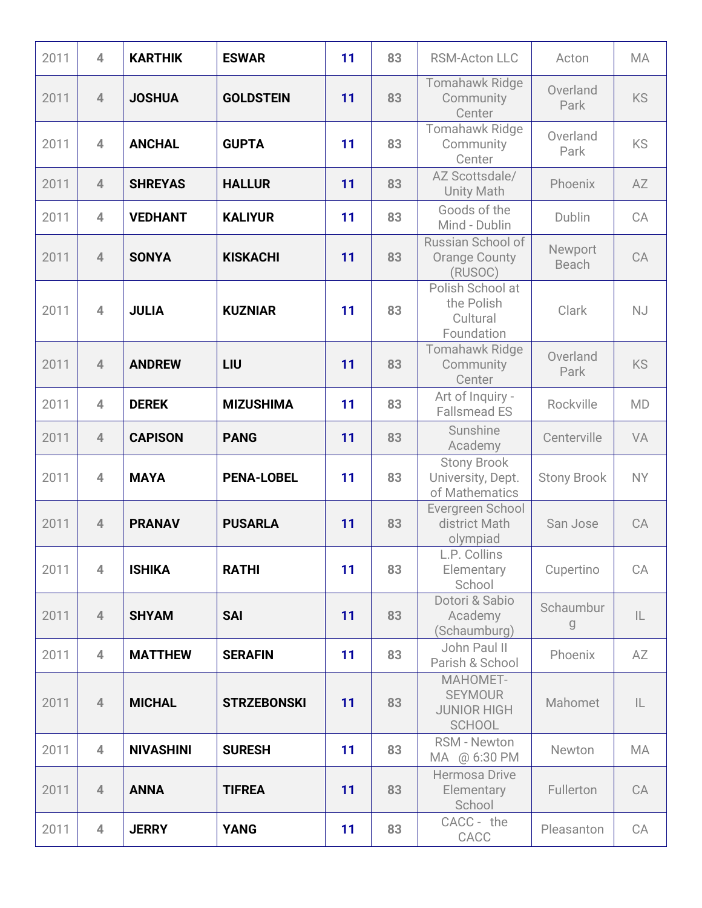| 2011 | 4 | **KARTHIK** | **ESWAR** | **11** | **83** | RSM-Acton LLC | Acton | MA |
|---|---|---|---|---|---|---|---|---|
| 2011 | 4 | **JOSHUA** | **GOLDSTEIN** | **11** | **83** | Tomahawk Ridge Community Center | Overland Park | KS |
| 2011 | 4 | **ANCHAL** | **GUPTA** | **11** | **83** | Tomahawk Ridge Community Center | Overland Park | KS |
| 2011 | 4 | **SHREYAS** | **HALLUR** | **11** | **83** | AZ Scottsdale/ Unity Math | Phoenix | AZ |
| 2011 | 4 | **VEDHANT** | **KALIYUR** | **11** | **83** | Goods of the Mind - Dublin | Dublin | CA |
| 2011 | 4 | **SONYA** | **KISKACHI** | **11** | **83** | Russian School of Orange County (RUSOC) | Newport Beach | CA |
| 2011 | 4 | **JULIA** | **KUZNIAR** | **11** | **83** | Polish School at the Polish Cultural Foundation | Clark | NJ |
| 2011 | 4 | **ANDREW** | **LIU** | **11** | **83** | Tomahawk Ridge Community Center | Overland Park | KS |
| 2011 | 4 | **DEREK** | **MIZUSHIMA** | **11** | **83** | Art of Inquiry - Fallsmead ES | Rockville | MD |
| 2011 | 4 | **CAPISON** | **PANG** | **11** | **83** | Sunshine Academy | Centerville | VA |
| 2011 | 4 | **MAYA** | **PENA-LOBEL** | **11** | **83** | Stony Brook University, Dept. of Mathematics | Stony Brook | NY |
| 2011 | 4 | **PRANAV** | **PUSARLA** | **11** | **83** | Evergreen School district Math olympiad | San Jose | CA |
| 2011 | 4 | **ISHIKA** | **RATHI** | **11** | **83** | L.P. Collins Elementary School | Cupertino | CA |
| 2011 | 4 | **SHYAM** | **SAI** | **11** | **83** | Dotori & Sabio Academy (Schaumburg) | Schaumburg | IL |
| 2011 | 4 | **MATTHEW** | **SERAFIN** | **11** | **83** | John Paul II Parish & School | Phoenix | AZ |
| 2011 | 4 | **MICHAL** | **STRZEBONSKI** | **11** | **83** | MAHOMET-SEYMOUR JUNIOR HIGH SCHOOL | Mahomet | IL |
| 2011 | 4 | **NIVASHINI** | **SURESH** | **11** | **83** | RSM - Newton MA @ 6:30 PM | Newton | MA |
| 2011 | 4 | **ANNA** | **TIFREA** | **11** | **83** | Hermosa Drive Elementary School | Fullerton | CA |
| 2011 | 4 | **JERRY** | **YANG** | **11** | **83** | CACC - the CACC | Pleasanton | CA |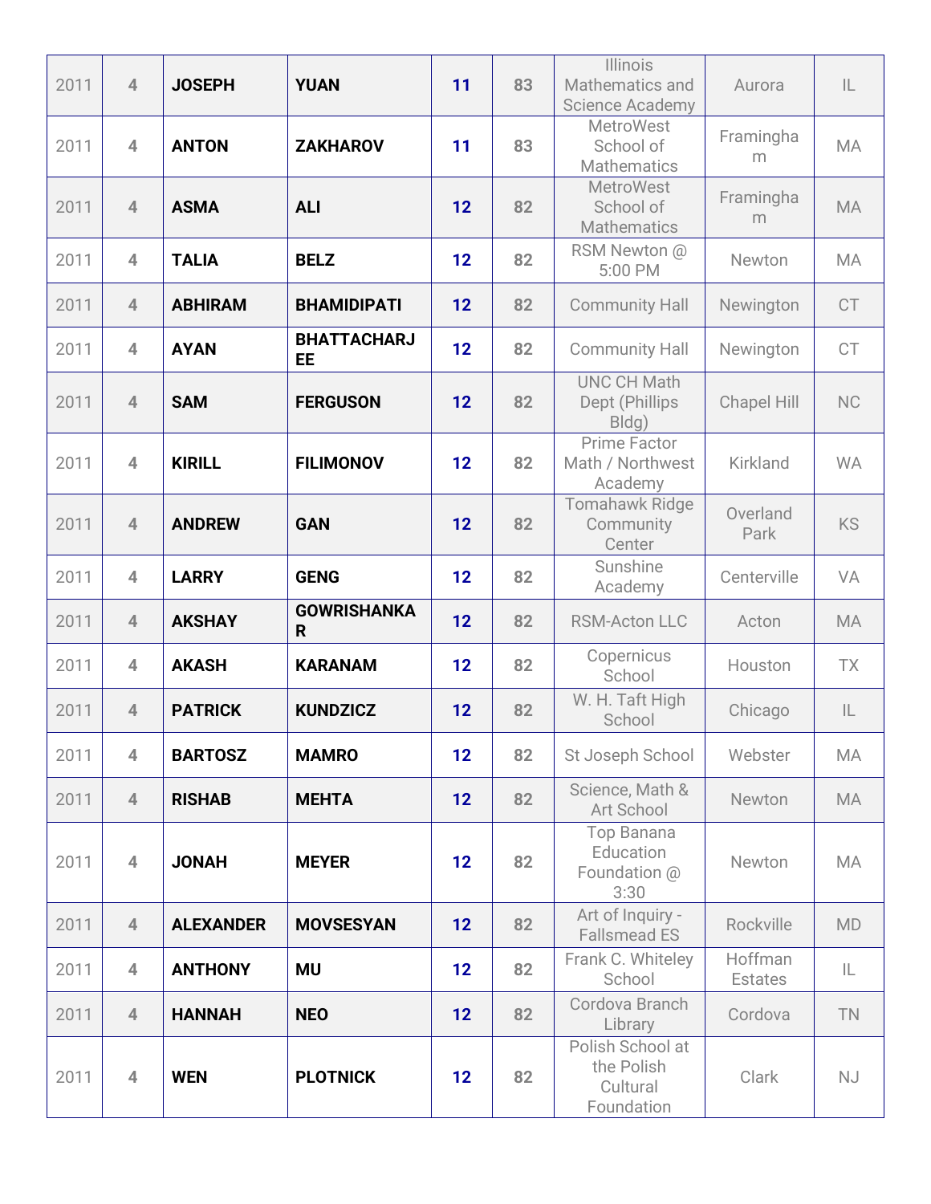| | | | | | | | | |
|---|---|---|---|---|---|---|---|---|
| 2011 | 4 | **JOSEPH** | **YUAN** | 11 | 83 | Illinois Mathematics and Science Academy | Aurora | IL |
| 2011 | 4 | **ANTON** | **ZAKHAROV** | 11 | 83 | MetroWest School of Mathematics | Framingham | MA |
| 2011 | 4 | **ASMA** | **ALI** | 12 | 82 | MetroWest School of Mathematics | Framingham | MA |
| 2011 | 4 | **TALIA** | **BELZ** | 12 | 82 | RSM Newton @ 5:00 PM | Newton | MA |
| 2011 | 4 | **ABHIRAM** | **BHAMIDIPATI** | 12 | 82 | Community Hall | Newington | CT |
| 2011 | 4 | **AYAN** | **BHATTACHARJEE** | 12 | 82 | Community Hall | Newington | CT |
| 2011 | 4 | **SAM** | **FERGUSON** | 12 | 82 | UNC CH Math Dept (Phillips Bldg) | Chapel Hill | NC |
| 2011 | 4 | **KIRILL** | **FILIMONOV** | 12 | 82 | Prime Factor Math / Northwest Academy | Kirkland | WA |
| 2011 | 4 | **ANDREW** | **GAN** | 12 | 82 | Tomahawk Ridge Community Center | Overland Park | KS |
| 2011 | 4 | **LARRY** | **GENG** | 12 | 82 | Sunshine Academy | Centerville | VA |
| 2011 | 4 | **AKSHAY** | **GOWRISHANKAR** | 12 | 82 | RSM-Acton LLC | Acton | MA |
| 2011 | 4 | **AKASH** | **KARANAM** | 12 | 82 | Copernicus School | Houston | TX |
| 2011 | 4 | **PATRICK** | **KUNDZICZ** | 12 | 82 | W. H. Taft High School | Chicago | IL |
| 2011 | 4 | **BARTOSZ** | **MAMRO** | 12 | 82 | St Joseph School | Webster | MA |
| 2011 | 4 | **RISHAB** | **MEHTA** | 12 | 82 | Science, Math & Art School | Newton | MA |
| 2011 | 4 | **JONAH** | **MEYER** | 12 | 82 | Top Banana Education Foundation @ 3:30 | Newton | MA |
| 2011 | 4 | **ALEXANDER** | **MOVSESYAN** | 12 | 82 | Art of Inquiry - Fallsmead ES | Rockville | MD |
| 2011 | 4 | **ANTHONY** | **MU** | 12 | 82 | Frank C. Whiteley School | Hoffman Estates | IL |
| 2011 | 4 | **HANNAH** | **NEO** | 12 | 82 | Cordova Branch Library | Cordova | TN |
| 2011 | 4 | **WEN** | **PLOTNICK** | 12 | 82 | Polish School at the Polish Cultural Foundation | Clark | NJ |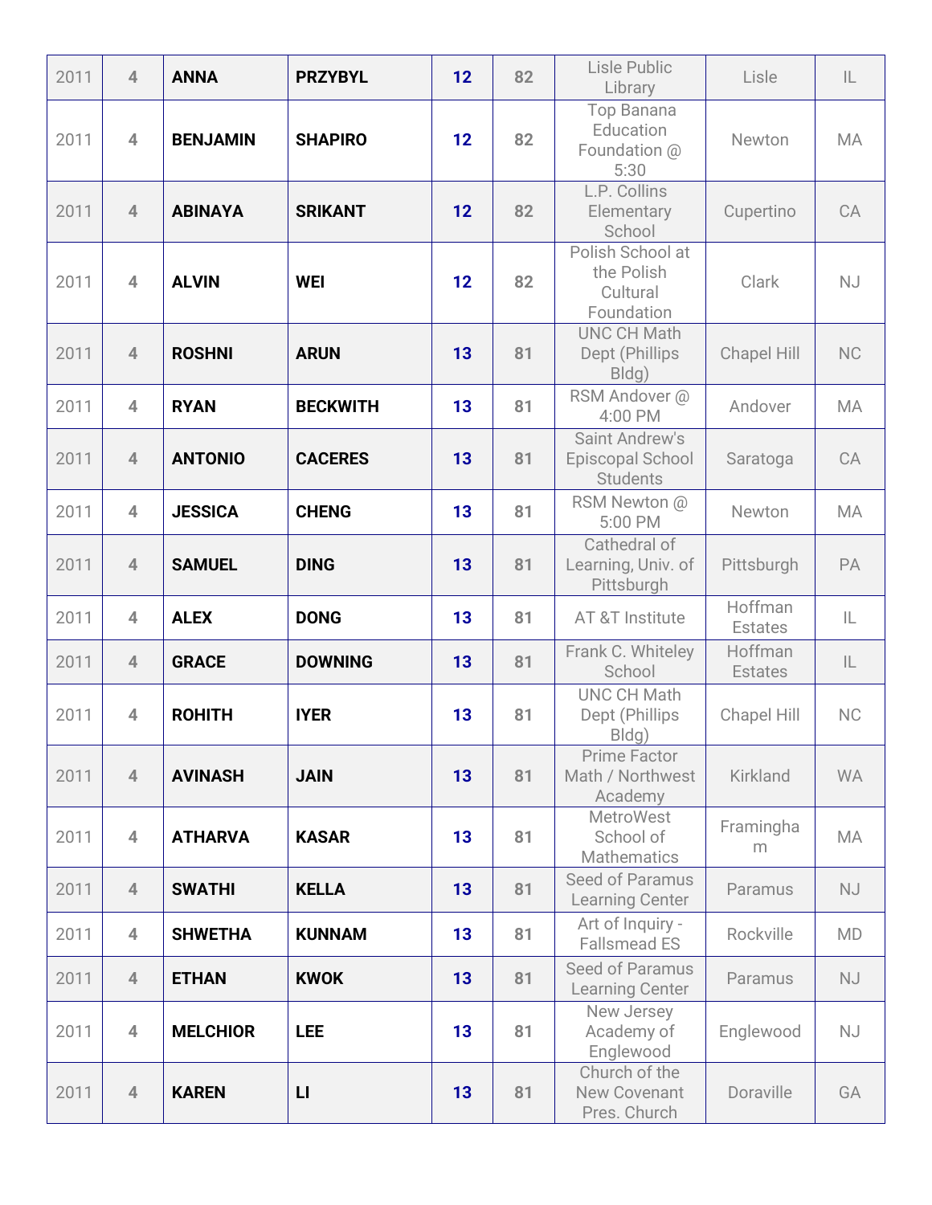| | | | | | | | | |
|---|---|---|---|---|---|---|---|---|
| 2011 | 4 | **ANNA** | **PRZYBYL** | 12 | 82 | Lisle Public Library | Lisle | IL |
| 2011 | 4 | **BENJAMIN** | **SHAPIRO** | 12 | 82 | Top Banana Education Foundation @ 5:30 | Newton | MA |
| 2011 | 4 | **ABINAYA** | **SRIKANT** | 12 | 82 | L.P. Collins Elementary School | Cupertino | CA |
| 2011 | 4 | **ALVIN** | **WEI** | 12 | 82 | Polish School at the Polish Cultural Foundation | Clark | NJ |
| 2011 | 4 | **ROSHNI** | **ARUN** | 13 | 81 | UNC CH Math Dept (Phillips Bldg) | Chapel Hill | NC |
| 2011 | 4 | **RYAN** | **BECKWITH** | 13 | 81 | RSM Andover @ 4:00 PM | Andover | MA |
| 2011 | 4 | **ANTONIO** | **CACERES** | 13 | 81 | Saint Andrew's Episcopal School Students | Saratoga | CA |
| 2011 | 4 | **JESSICA** | **CHENG** | 13 | 81 | RSM Newton @ 5:00 PM | Newton | MA |
| 2011 | 4 | **SAMUEL** | **DING** | 13 | 81 | Cathedral of Learning, Univ. of Pittsburgh | Pittsburgh | PA |
| 2011 | 4 | **ALEX** | **DONG** | 13 | 81 | AT &T Institute | Hoffman Estates | IL |
| 2011 | 4 | **GRACE** | **DOWNING** | 13 | 81 | Frank C. Whiteley School | Hoffman Estates | IL |
| 2011 | 4 | **ROHITH** | **IYER** | 13 | 81 | UNC CH Math Dept (Phillips Bldg) | Chapel Hill | NC |
| 2011 | 4 | **AVINASH** | **JAIN** | 13 | 81 | Prime Factor Math / Northwest Academy | Kirkland | WA |
| 2011 | 4 | **ATHARVA** | **KASAR** | 13 | 81 | MetroWest School of Mathematics | Framingham | MA |
| 2011 | 4 | **SWATHI** | **KELLA** | 13 | 81 | Seed of Paramus Learning Center | Paramus | NJ |
| 2011 | 4 | **SHWETHA** | **KUNNAM** | 13 | 81 | Art of Inquiry - Fallsmead ES | Rockville | MD |
| 2011 | 4 | **ETHAN** | **KWOK** | 13 | 81 | Seed of Paramus Learning Center | Paramus | NJ |
| 2011 | 4 | **MELCHIOR** | **LEE** | 13 | 81 | New Jersey Academy of Englewood | Englewood | NJ |
| 2011 | 4 | **KAREN** | **LI** | 13 | 81 | Church of the New Covenant Pres. Church | Doraville | GA |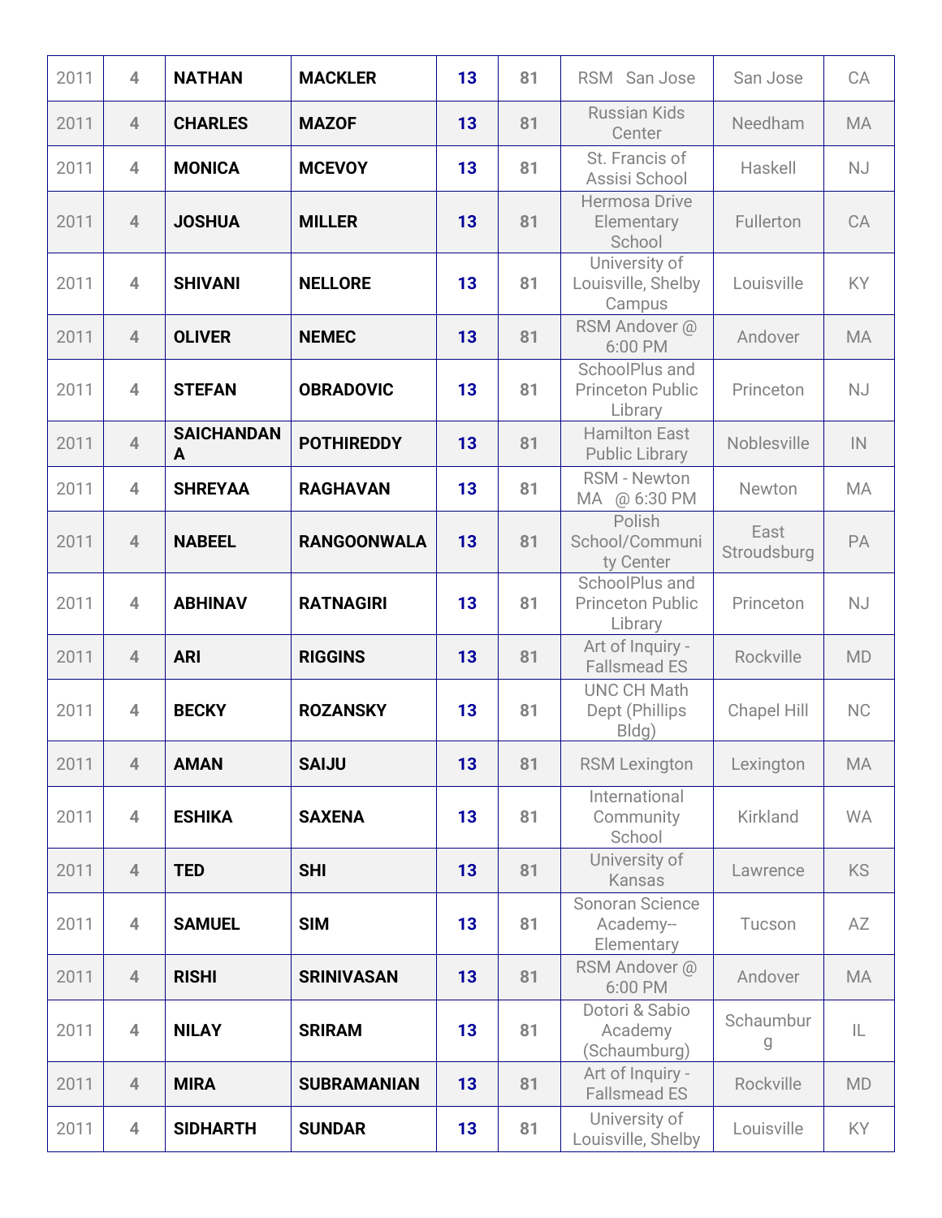| | | | | | | | | |
|---|---|---|---|---|---|---|---|---|
| 2011 | 4 | **NATHAN** | **MACKLER** | 13 | 81 | RSM San Jose | San Jose | CA |
| 2011 | 4 | **CHARLES** | **MAZOF** | 13 | 81 | Russian Kids Center | Needham | MA |
| 2011 | 4 | **MONICA** | **MCEVOY** | 13 | 81 | St. Francis of Assisi School | Haskell | NJ |
| 2011 | 4 | **JOSHUA** | **MILLER** | 13 | 81 | Hermosa Drive Elementary School | Fullerton | CA |
| 2011 | 4 | **SHIVANI** | **NELLORE** | 13 | 81 | University of Louisville, Shelby Campus | Louisville | KY |
| 2011 | 4 | **OLIVER** | **NEMEC** | 13 | 81 | RSM Andover @ 6:00 PM | Andover | MA |
| 2011 | 4 | **STEFAN** | **OBRADOVIC** | 13 | 81 | SchoolPlus and Princeton Public Library | Princeton | NJ |
| 2011 | 4 | **SAICHANDANA** | **POTHIREDDY** | 13 | 81 | Hamilton East Public Library | Noblesville | IN |
| 2011 | 4 | **SHREYAA** | **RAGHAVAN** | 13 | 81 | RSM - Newton MA @ 6:30 PM | Newton | MA |
| 2011 | 4 | **NABEEL** | **RANGOONWALA** | 13 | 81 | Polish School/Community Center | East Stroudsburg | PA |
| 2011 | 4 | **ABHINAV** | **RATNAGIRI** | 13 | 81 | SchoolPlus and Princeton Public Library | Princeton | NJ |
| 2011 | 4 | **ARI** | **RIGGINS** | 13 | 81 | Art of Inquiry - Fallsmead ES | Rockville | MD |
| 2011 | 4 | **BECKY** | **ROZANSKY** | 13 | 81 | UNC CH Math Dept (Phillips Bldg) | Chapel Hill | NC |
| 2011 | 4 | **AMAN** | **SAIJU** | 13 | 81 | RSM Lexington | Lexington | MA |
| 2011 | 4 | **ESHIKA** | **SAXENA** | 13 | 81 | International Community School | Kirkland | WA |
| 2011 | 4 | **TED** | **SHI** | 13 | 81 | University of Kansas | Lawrence | KS |
| 2011 | 4 | **SAMUEL** | **SIM** | 13 | 81 | Sonoran Science Academy--Elementary | Tucson | AZ |
| 2011 | 4 | **RISHI** | **SRINIVASAN** | 13 | 81 | RSM Andover @ 6:00 PM | Andover | MA |
| 2011 | 4 | **NILAY** | **SRIRAM** | 13 | 81 | Dotori & Sabio Academy (Schaumburg) | Schaumburg | IL |
| 2011 | 4 | **MIRA** | **SUBRAMANIAN** | 13 | 81 | Art of Inquiry - Fallsmead ES | Rockville | MD |
| 2011 | 4 | **SIDHARTH** | **SUNDAR** | 13 | 81 | University of Louisville, Shelby | Louisville | KY |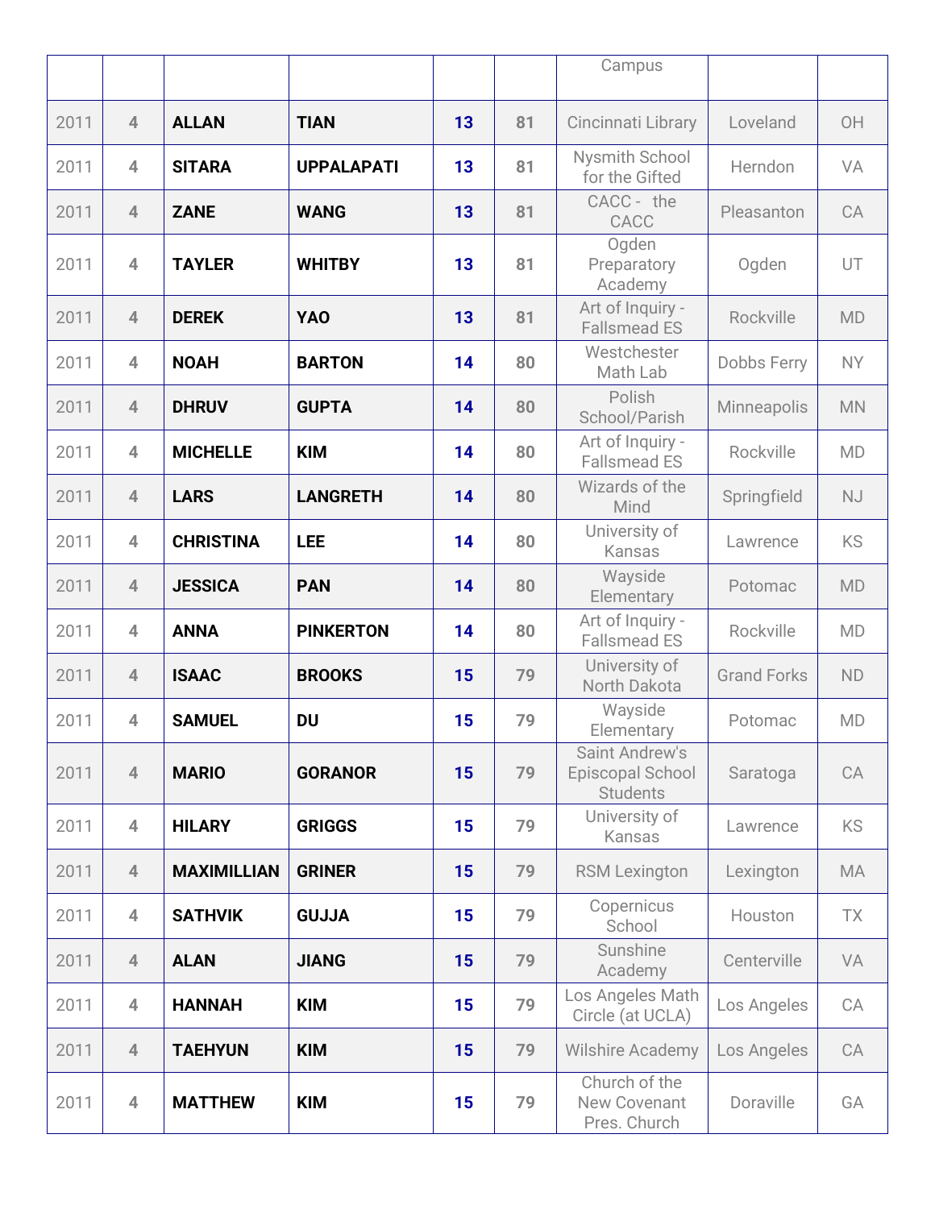| | | | | | | Campus | | |
|---|---|---|---|---|---|---|---|---|
| 2011 | 4 | **ALLAN** | **TIAN** | 13 | 81 | Cincinnati Library | Loveland | OH |
| 2011 | 4 | **SITARA** | **UPPALAPATI** | 13 | 81 | Nysmith School for the Gifted | Herndon | VA |
| 2011 | 4 | **ZANE** | **WANG** | 13 | 81 | CACC - the CACC | Pleasanton | CA |
| 2011 | 4 | **TAYLER** | **WHITBY** | 13 | 81 | Ogden Preparatory Academy | Ogden | UT |
| 2011 | 4 | **DEREK** | **YAO** | 13 | 81 | Art of Inquiry - Fallsmead ES | Rockville | MD |
| 2011 | 4 | **NOAH** | **BARTON** | 14 | 80 | Westchester Math Lab | Dobbs Ferry | NY |
| 2011 | 4 | **DHRUV** | **GUPTA** | 14 | 80 | Polish School/Parish | Minneapolis | MN |
| 2011 | 4 | **MICHELLE** | **KIM** | 14 | 80 | Art of Inquiry - Fallsmead ES | Rockville | MD |
| 2011 | 4 | **LARS** | **LANGRETH** | 14 | 80 | Wizards of the Mind | Springfield | NJ |
| 2011 | 4 | **CHRISTINA** | **LEE** | 14 | 80 | University of Kansas | Lawrence | KS |
| 2011 | 4 | **JESSICA** | **PAN** | 14 | 80 | Wayside Elementary | Potomac | MD |
| 2011 | 4 | **ANNA** | **PINKERTON** | 14 | 80 | Art of Inquiry - Fallsmead ES | Rockville | MD |
| 2011 | 4 | **ISAAC** | **BROOKS** | 15 | 79 | University of North Dakota | Grand Forks | ND |
| 2011 | 4 | **SAMUEL** | **DU** | 15 | 79 | Wayside Elementary | Potomac | MD |
| 2011 | 4 | **MARIO** | **GORANOR** | 15 | 79 | Saint Andrew's Episcopal School Students | Saratoga | CA |
| 2011 | 4 | **HILARY** | **GRIGGS** | 15 | 79 | University of Kansas | Lawrence | KS |
| 2011 | 4 | **MAXIMILLIAN** | **GRINER** | 15 | 79 | RSM Lexington | Lexington | MA |
| 2011 | 4 | **SATHVIK** | **GUJJA** | 15 | 79 | Copernicus School | Houston | TX |
| 2011 | 4 | **ALAN** | **JIANG** | 15 | 79 | Sunshine Academy | Centerville | VA |
| 2011 | 4 | **HANNAH** | **KIM** | 15 | 79 | Los Angeles Math Circle (at UCLA) | Los Angeles | CA |
| 2011 | 4 | **TAEHYUN** | **KIM** | 15 | 79 | Wilshire Academy | Los Angeles | CA |
| 2011 | 4 | **MATTHEW** | **KIM** | 15 | 79 | Church of the New Covenant Pres. Church | Doraville | GA |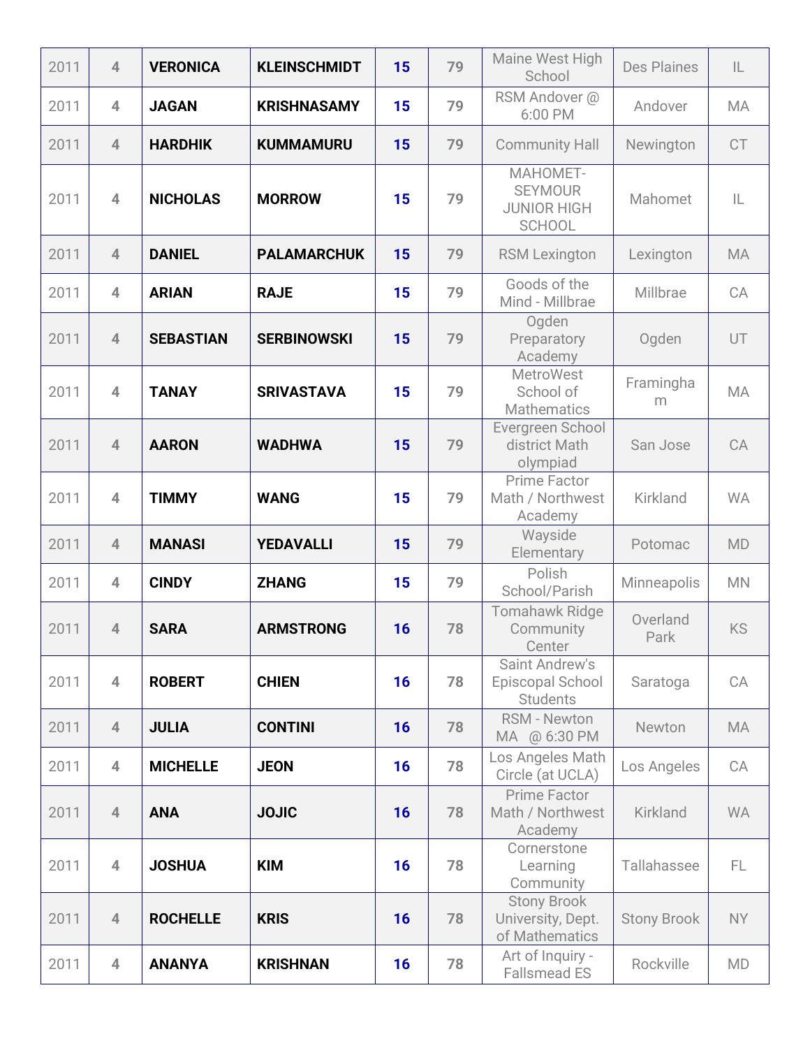| 2011 | 4 | VERONICA | KLEINSCHMIDT | 15 | 79 | Maine West High School | Des Plaines | IL |
|---|---|---|---|---|---|---|---|---|
| 2011 | 4 | JAGAN | KRISHNASAMY | 15 | 79 | RSM Andover @ 6:00 PM | Andover | MA |
| 2011 | 4 | HARDHIK | KUMMAMURU | 15 | 79 | Community Hall | Newington | CT |
| 2011 | 4 | NICHOLAS | MORROW | 15 | 79 | MAHOMET-SEYMOUR JUNIOR HIGH SCHOOL | Mahomet | IL |
| 2011 | 4 | DANIEL | PALAMARCHUK | 15 | 79 | RSM Lexington | Lexington | MA |
| 2011 | 4 | ARIAN | RAJE | 15 | 79 | Goods of the Mind - Millbrae | Millbrae | CA |
| 2011 | 4 | SEBASTIAN | SERBINOWSKI | 15 | 79 | Ogden Preparatory Academy | Ogden | UT |
| 2011 | 4 | TANAY | SRIVASTAVA | 15 | 79 | MetroWest School of Mathematics | Framingham | MA |
| 2011 | 4 | AARON | WADHWA | 15 | 79 | Evergreen School district Math olympiad | San Jose | CA |
| 2011 | 4 | TIMMY | WANG | 15 | 79 | Prime Factor Math / Northwest Academy | Kirkland | WA |
| 2011 | 4 | MANASI | YEDAVALLI | 15 | 79 | Wayside Elementary | Potomac | MD |
| 2011 | 4 | CINDY | ZHANG | 15 | 79 | Polish School/Parish | Minneapolis | MN |
| 2011 | 4 | SARA | ARMSTRONG | 16 | 78 | Tomahawk Ridge Community Center | Overland Park | KS |
| 2011 | 4 | ROBERT | CHIEN | 16 | 78 | Saint Andrew's Episcopal School Students | Saratoga | CA |
| 2011 | 4 | JULIA | CONTINI | 16 | 78 | RSM - Newton MA @ 6:30 PM | Newton | MA |
| 2011 | 4 | MICHELLE | JEON | 16 | 78 | Los Angeles Math Circle (at UCLA) | Los Angeles | CA |
| 2011 | 4 | ANA | JOJIC | 16 | 78 | Prime Factor Math / Northwest Academy | Kirkland | WA |
| 2011 | 4 | JOSHUA | KIM | 16 | 78 | Cornerstone Learning Community | Tallahassee | FL |
| 2011 | 4 | ROCHELLE | KRIS | 16 | 78 | Stony Brook University, Dept. of Mathematics | Stony Brook | NY |
| 2011 | 4 | ANANYA | KRISHNAN | 16 | 78 | Art of Inquiry - Fallsmead ES | Rockville | MD |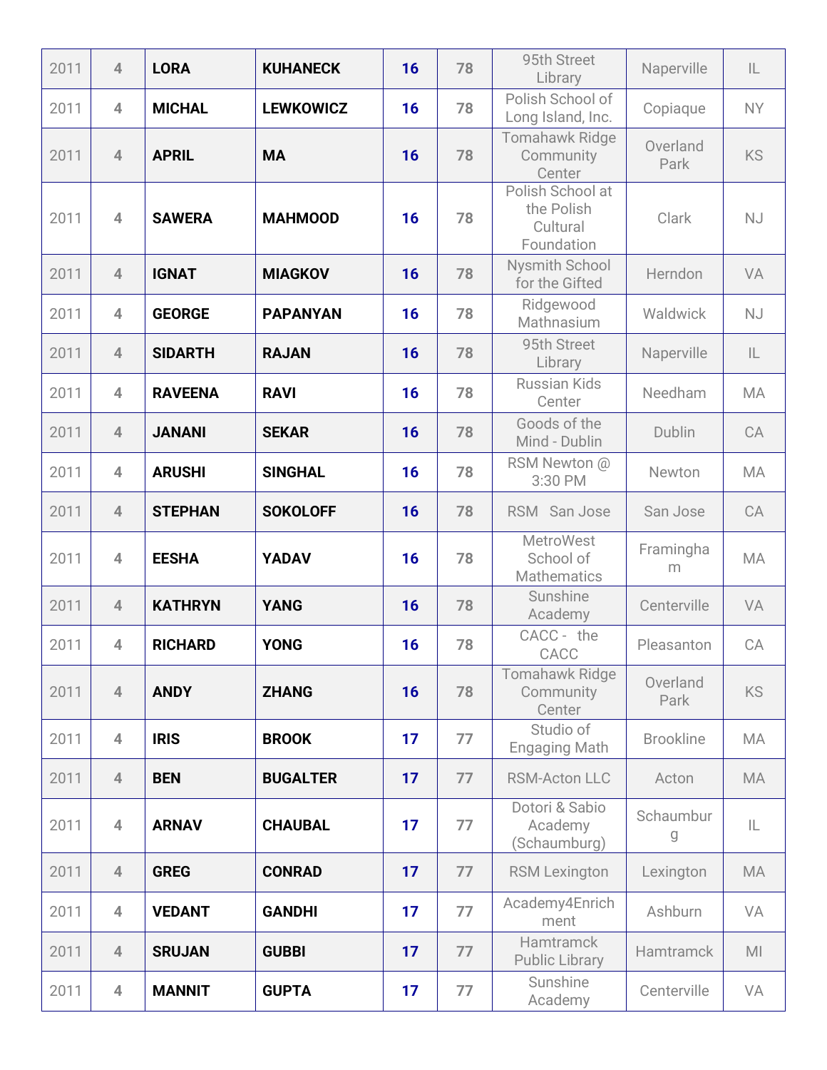| | | | | | | | | |
|---|---|---|---|---|---|---|---|---|
| 2011 | 4 | **LORA** | **KUHANECK** | **16** | 78 | 95th Street Library | Naperville | IL |
| 2011 | 4 | **MICHAL** | **LEWKOWICZ** | **16** | 78 | Polish School of Long Island, Inc. | Copiaque | NY |
| 2011 | 4 | **APRIL** | **MA** | **16** | 78 | Tomahawk Ridge Community Center | Overland Park | KS |
| 2011 | 4 | **SAWERA** | **MAHMOOD** | **16** | 78 | Polish School at the Polish Cultural Foundation | Clark | NJ |
| 2011 | 4 | **IGNAT** | **MIAGKOV** | **16** | 78 | Nysmith School for the Gifted | Herndon | VA |
| 2011 | 4 | **GEORGE** | **PAPANYAN** | **16** | 78 | Ridgewood Mathnasium | Waldwick | NJ |
| 2011 | 4 | **SIDARTH** | **RAJAN** | **16** | 78 | 95th Street Library | Naperville | IL |
| 2011 | 4 | **RAVEENA** | **RAVI** | **16** | 78 | Russian Kids Center | Needham | MA |
| 2011 | 4 | **JANANI** | **SEKAR** | **16** | 78 | Goods of the Mind - Dublin | Dublin | CA |
| 2011 | 4 | **ARUSHI** | **SINGHAL** | **16** | 78 | RSM Newton @ 3:30 PM | Newton | MA |
| 2011 | 4 | **STEPHAN** | **SOKOLOFF** | **16** | 78 | RSM San Jose | San Jose | CA |
| 2011 | 4 | **EESHA** | **YADAV** | **16** | 78 | MetroWest School of Mathematics | Framingham | MA |
| 2011 | 4 | **KATHRYN** | **YANG** | **16** | 78 | Sunshine Academy | Centerville | VA |
| 2011 | 4 | **RICHARD** | **YONG** | **16** | 78 | CACC - the CACC | Pleasanton | CA |
| 2011 | 4 | **ANDY** | **ZHANG** | **16** | 78 | Tomahawk Ridge Community Center | Overland Park | KS |
| 2011 | 4 | **IRIS** | **BROOK** | **17** | 77 | Studio of Engaging Math | Brookline | MA |
| 2011 | 4 | **BEN** | **BUGALTER** | **17** | 77 | RSM-Acton LLC | Acton | MA |
| 2011 | 4 | **ARNAV** | **CHAUBAL** | **17** | 77 | Dotori & Sabio Academy (Schaumburg) | Schaumburg | IL |
| 2011 | 4 | **GREG** | **CONRAD** | **17** | 77 | RSM Lexington | Lexington | MA |
| 2011 | 4 | **VEDANT** | **GANDHI** | **17** | 77 | Academy4Enrichment | Ashburn | VA |
| 2011 | 4 | **SRUJAN** | **GUBBI** | **17** | 77 | Hamtramck Public Library | Hamtramck | MI |
| 2011 | 4 | **MANNIT** | **GUPTA** | **17** | 77 | Sunshine Academy | Centerville | VA |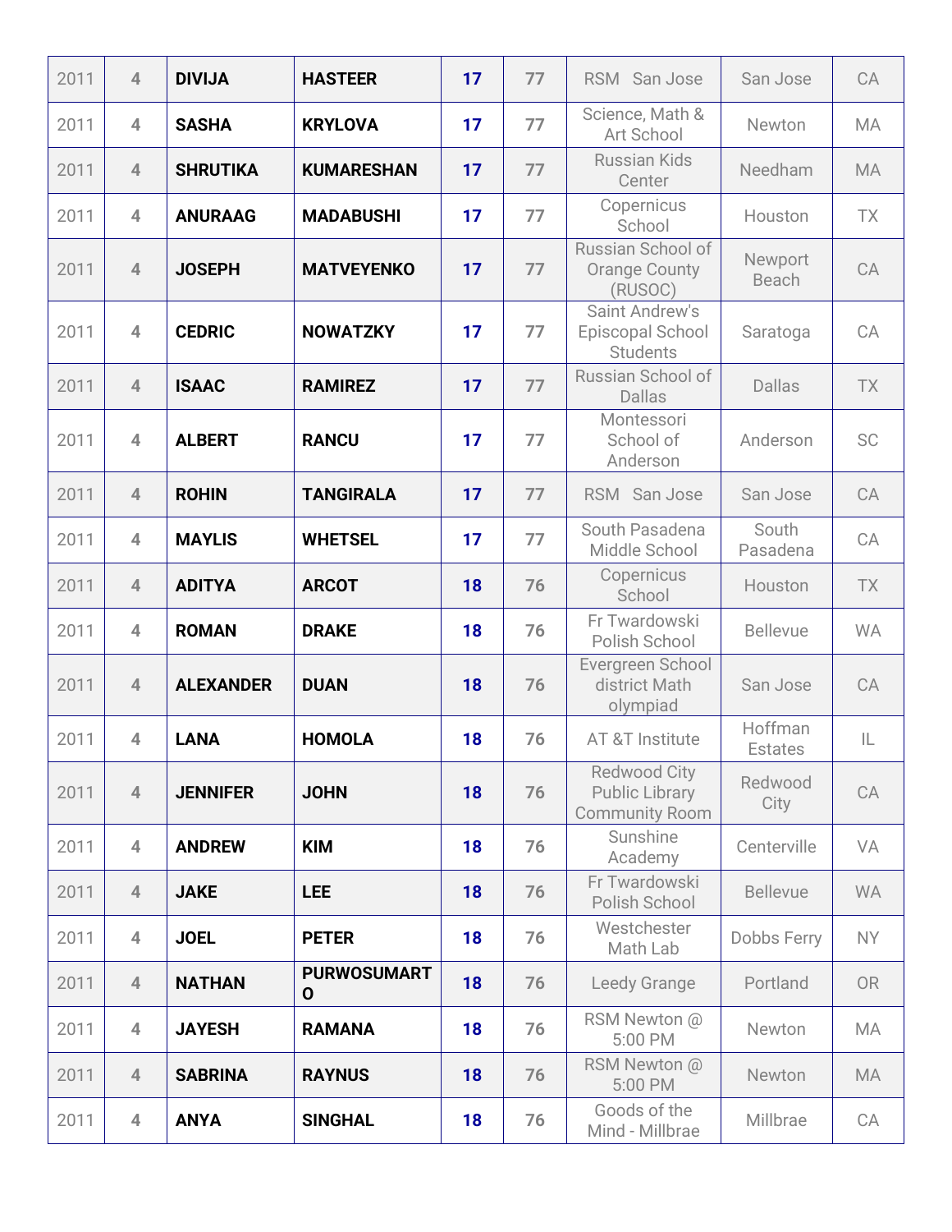| | | | | | | | | |
|---|---|---|---|---|---|---|---|---|
| 2011 | 4 | **DIVIJA** | **HASTEER** | **17** | 77 | RSM San Jose | San Jose | CA |
| 2011 | 4 | **SASHA** | **KRYLOVA** | **17** | 77 | Science, Math & Art School | Newton | MA |
| 2011 | 4 | **SHRUTIKA** | **KUMARESHAN** | **17** | 77 | Russian Kids Center | Needham | MA |
| 2011 | 4 | **ANURAAG** | **MADABUSHI** | **17** | 77 | Copernicus School | Houston | TX |
| 2011 | 4 | **JOSEPH** | **MATVEYENKO** | **17** | 77 | Russian School of Orange County (RUSOC) | Newport Beach | CA |
| 2011 | 4 | **CEDRIC** | **NOWATZKY** | **17** | 77 | Saint Andrew's Episcopal School Students | Saratoga | CA |
| 2011 | 4 | **ISAAC** | **RAMIREZ** | **17** | 77 | Russian School of Dallas | Dallas | TX |
| 2011 | 4 | **ALBERT** | **RANCU** | **17** | 77 | Montessori School of Anderson | Anderson | SC |
| 2011 | 4 | **ROHIN** | **TANGIRALA** | **17** | 77 | RSM San Jose | San Jose | CA |
| 2011 | 4 | **MAYLIS** | **WHETSEL** | **17** | 77 | South Pasadena Middle School | South Pasadena | CA |
| 2011 | 4 | **ADITYA** | **ARCOT** | **18** | 76 | Copernicus School | Houston | TX |
| 2011 | 4 | **ROMAN** | **DRAKE** | **18** | 76 | Fr Twardowski Polish School | Bellevue | WA |
| 2011 | 4 | **ALEXANDER** | **DUAN** | **18** | 76 | Evergreen School district Math olympiad | San Jose | CA |
| 2011 | 4 | **LANA** | **HOMOLA** | **18** | 76 | AT &T Institute | Hoffman Estates | IL |
| 2011 | 4 | **JENNIFER** | **JOHN** | **18** | 76 | Redwood City Public Library Community Room | Redwood City | CA |
| 2011 | 4 | **ANDREW** | **KIM** | **18** | 76 | Sunshine Academy | Centerville | VA |
| 2011 | 4 | **JAKE** | **LEE** | **18** | 76 | Fr Twardowski Polish School | Bellevue | WA |
| 2011 | 4 | **JOEL** | **PETER** | **18** | 76 | Westchester Math Lab | Dobbs Ferry | NY |
| 2011 | 4 | **NATHAN** | **PURWOSUMARTO** | **18** | 76 | Leedy Grange | Portland | OR |
| 2011 | 4 | **JAYESH** | **RAMANA** | **18** | 76 | RSM Newton @ 5:00 PM | Newton | MA |
| 2011 | 4 | **SABRINA** | **RAYNUS** | **18** | 76 | RSM Newton @ 5:00 PM | Newton | MA |
| 2011 | 4 | **ANYA** | **SINGHAL** | **18** | 76 | Goods of the Mind - Millbrae | Millbrae | CA |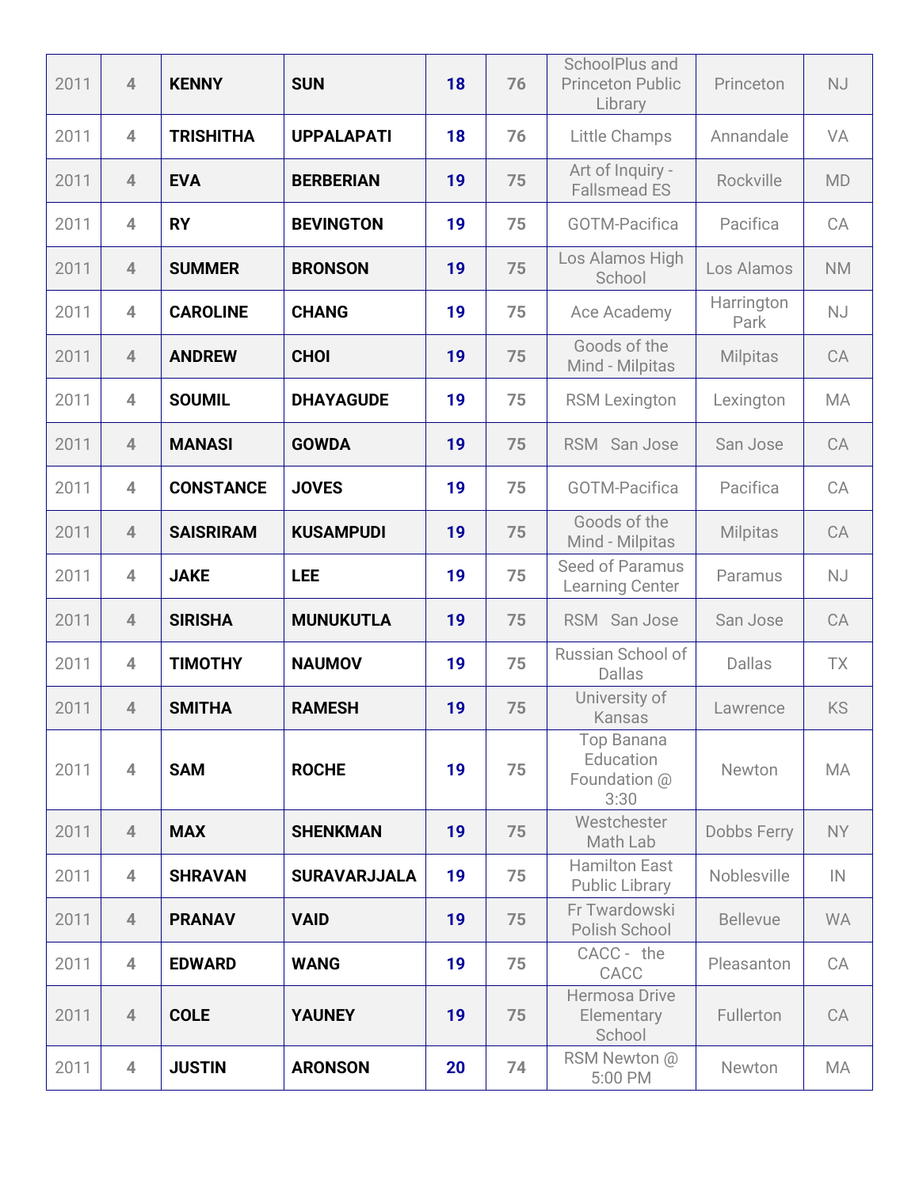| 2011 | 4 | KENNY | SUN | 18 | 76 | SchoolPlus and Princeton Public Library | Princeton | NJ |
|---|---|---|---|---|---|---|---|---|
| 2011 | 4 | TRISHITHA | UPPALAPATI | 18 | 76 | Little Champs | Annandale | VA |
| 2011 | 4 | EVA | BERBERIAN | 19 | 75 | Art of Inquiry - Fallsmead ES | Rockville | MD |
| 2011 | 4 | RY | BEVINGTON | 19 | 75 | GOTM-Pacifica | Pacifica | CA |
| 2011 | 4 | SUMMER | BRONSON | 19 | 75 | Los Alamos High School | Los Alamos | NM |
| 2011 | 4 | CAROLINE | CHANG | 19 | 75 | Ace Academy | Harrington Park | NJ |
| 2011 | 4 | ANDREW | CHOI | 19 | 75 | Goods of the Mind - Milpitas | Milpitas | CA |
| 2011 | 4 | SOUMIL | DHAYAGUDE | 19 | 75 | RSM Lexington | Lexington | MA |
| 2011 | 4 | MANASI | GOWDA | 19 | 75 | RSM San Jose | San Jose | CA |
| 2011 | 4 | CONSTANCE | JOVES | 19 | 75 | GOTM-Pacifica | Pacifica | CA |
| 2011 | 4 | SAISRIRAM | KUSAMPUDI | 19 | 75 | Goods of the Mind - Milpitas | Milpitas | CA |
| 2011 | 4 | JAKE | LEE | 19 | 75 | Seed of Paramus Learning Center | Paramus | NJ |
| 2011 | 4 | SIRISHA | MUNUKUTLA | 19 | 75 | RSM San Jose | San Jose | CA |
| 2011 | 4 | TIMOTHY | NAUMOV | 19 | 75 | Russian School of Dallas | Dallas | TX |
| 2011 | 4 | SMITHA | RAMESH | 19 | 75 | University of Kansas | Lawrence | KS |
| 2011 | 4 | SAM | ROCHE | 19 | 75 | Top Banana Education Foundation @ 3:30 | Newton | MA |
| 2011 | 4 | MAX | SHENKMAN | 19 | 75 | Westchester Math Lab | Dobbs Ferry | NY |
| 2011 | 4 | SHRAVAN | SURAVARJJALA | 19 | 75 | Hamilton East Public Library | Noblesville | IN |
| 2011 | 4 | PRANAV | VAID | 19 | 75 | Fr Twardowski Polish School | Bellevue | WA |
| 2011 | 4 | EDWARD | WANG | 19 | 75 | CACC - the CACC | Pleasanton | CA |
| 2011 | 4 | COLE | YAUNEY | 19 | 75 | Hermosa Drive Elementary School | Fullerton | CA |
| 2011 | 4 | JUSTIN | ARONSON | 20 | 74 | RSM Newton @ 5:00 PM | Newton | MA |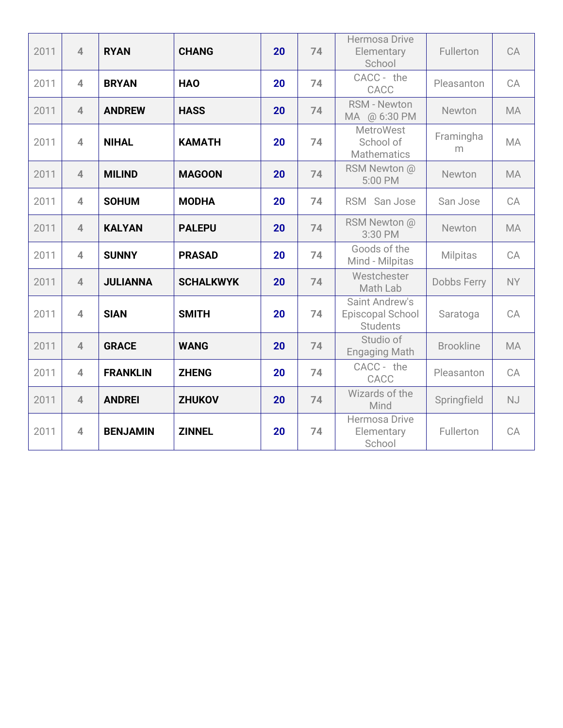| | | | | | | | | |
|---|---|---|---|---|---|---|---|---|
| 2011 | 4 | **RYAN** | **CHANG** | **20** | **74** | Hermosa Drive Elementary School | Fullerton | CA |
| 2011 | 4 | **BRYAN** | **HAO** | **20** | **74** | CACC - the CACC | Pleasanton | CA |
| 2011 | 4 | **ANDREW** | **HASS** | **20** | **74** | RSM - Newton MA @ 6:30 PM | Newton | MA |
| 2011 | 4 | **NIHAL** | **KAMATH** | **20** | **74** | MetroWest School of Mathematics | Framingham | MA |
| 2011 | 4 | **MILIND** | **MAGOON** | **20** | **74** | RSM Newton @ 5:00 PM | Newton | MA |
| 2011 | 4 | **SOHUM** | **MODHA** | **20** | **74** | RSM San Jose | San Jose | CA |
| 2011 | 4 | **KALYAN** | **PALEPU** | **20** | **74** | RSM Newton @ 3:30 PM | Newton | MA |
| 2011 | 4 | **SUNNY** | **PRASAD** | **20** | **74** | Goods of the Mind - Milpitas | Milpitas | CA |
| 2011 | 4 | **JULIANNA** | **SCHALKWYK** | **20** | **74** | Westchester Math Lab | Dobbs Ferry | NY |
| 2011 | 4 | **SIAN** | **SMITH** | **20** | **74** | Saint Andrew's Episcopal School Students | Saratoga | CA |
| 2011 | 4 | **GRACE** | **WANG** | **20** | **74** | Studio of Engaging Math | Brookline | MA |
| 2011 | 4 | **FRANKLIN** | **ZHENG** | **20** | **74** | CACC - the CACC | Pleasanton | CA |
| 2011 | 4 | **ANDREI** | **ZHUKOV** | **20** | **74** | Wizards of the Mind | Springfield | NJ |
| 2011 | 4 | **BENJAMIN** | **ZINNEL** | **20** | **74** | Hermosa Drive Elementary School | Fullerton | CA |